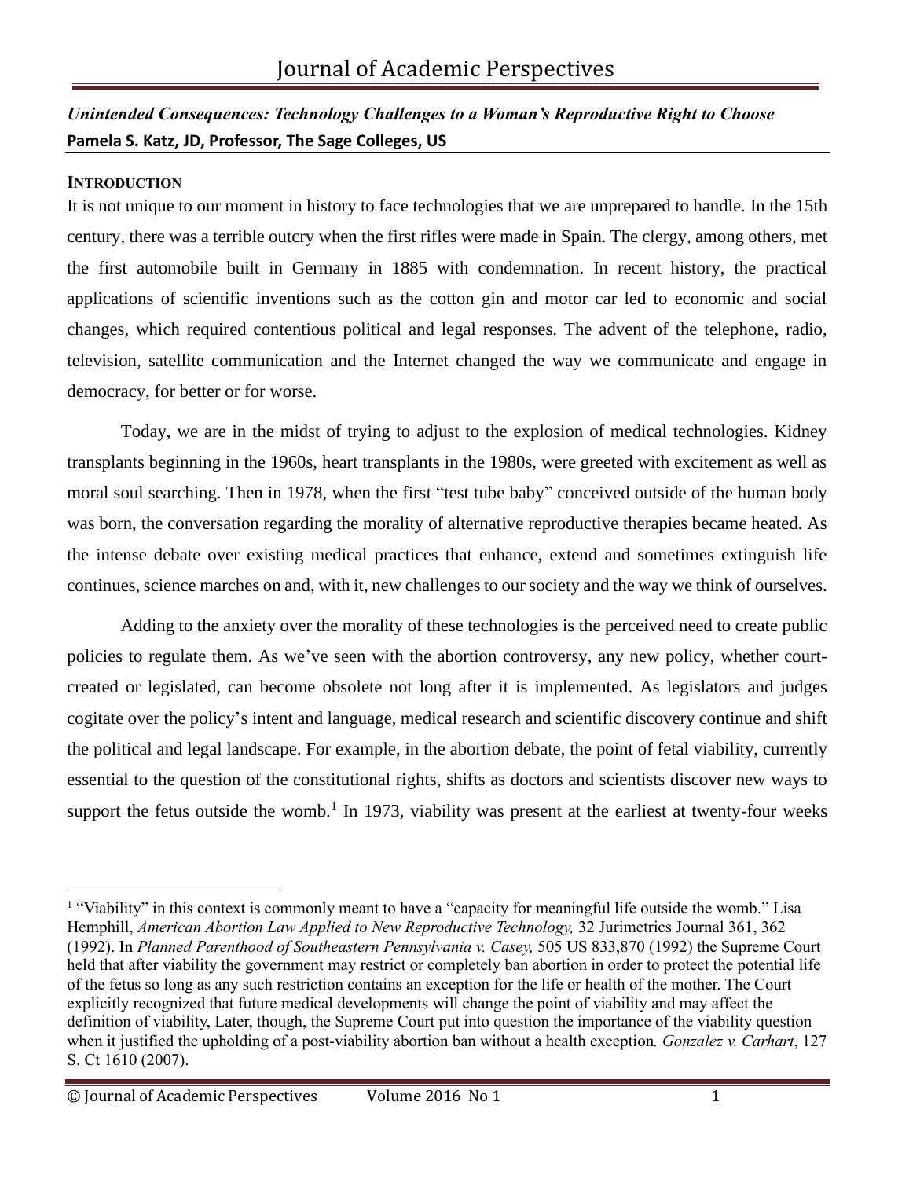## *Unintended Consequences: Technology Challenges to a Woman's Reproductive Right to Choose*

**Pamela S. Katz, JD, Professor, The Sage Colleges, US**

### INTRODUCTION

It is not unique to our moment in history to face technologies that we are unprepared to handle. In the 15th century, there was a terrible outcry when the first rifles were made in Spain. The clergy, among others, met the first automobile built in Germany in 1885 with condemnation. In recent history, the practical applications of scientific inventions such as the cotton gin and motor car led to economic and social changes, which required contentious political and legal responses. The advent of the telephone, radio, television, satellite communication and the Internet changed the way we communicate and engage in democracy, for better or for worse.

Today, we are in the midst of trying to adjust to the explosion of medical technologies. Kidney transplants beginning in the 1960s, heart transplants in the 1980s, were greeted with excitement as well as moral soul searching. Then in 1978, when the first "test tube baby" conceived outside of the human body was born, the conversation regarding the morality of alternative reproductive therapies became heated. As the intense debate over existing medical practices that enhance, extend and sometimes extinguish life continues, science marches on and, with it, new challenges to our society and the way we think of ourselves.

Adding to the anxiety over the morality of these technologies is the perceived need to create public policies to regulate them. As we've seen with the abortion controversy, any new policy, whether court-created or legislated, can become obsolete not long after it is implemented. As legislators and judges cogitate over the policy's intent and language, medical research and scientific discovery continue and shift the political and legal landscape. For example, in the abortion debate, the point of fetal viability, currently essential to the question of the constitutional rights, shifts as doctors and scientists discover new ways to support the fetus outside the womb.[1] In 1973, viability was present at the earliest at twenty-four weeks

[1] "Viability" in this context is commonly meant to have a "capacity for meaningful life outside the womb." Lisa Hemphill, *American Abortion Law Applied to New Reproductive Technology,* 32 Jurimetrics Journal 361, 362 (1992). In *Planned Parenthood of Southeastern Pennsylvania v. Casey,* 505 US 833,870 (1992) the Supreme Court held that after viability the government may restrict or completely ban abortion in order to protect the potential life of the fetus so long as any such restriction contains an exception for the life or health of the mother. The Court explicitly recognized that future medical developments will change the point of viability and may affect the definition of viability, Later, though, the Supreme Court put into question the importance of the viability question when it justified the upholding of a post-viability abortion ban without a health exception. *Gonzalez v. Carhart*, 127 S. Ct 1610 (2007).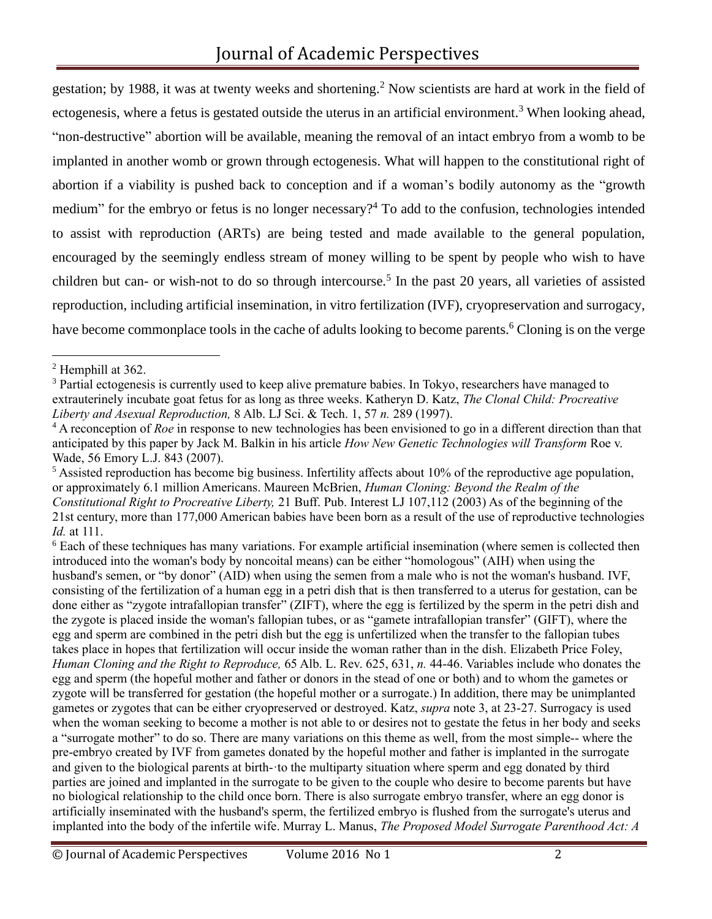gestation; by 1988, it was at twenty weeks and shortening.[2] Now scientists are hard at work in the field of ectogenesis, where a fetus is gestated outside the uterus in an artificial environment.[3] When looking ahead, "non-destructive" abortion will be available, meaning the removal of an intact embryo from a womb to be implanted in another womb or grown through ectogenesis. What will happen to the constitutional right of abortion if a viability is pushed back to conception and if a woman's bodily autonomy as the "growth medium" for the embryo or fetus is no longer necessary?[4] To add to the confusion, technologies intended to assist with reproduction (ARTs) are being tested and made available to the general population, encouraged by the seemingly endless stream of money willing to be spent by people who wish to have children but can- or wish-not to do so through intercourse.[5] In the past 20 years, all varieties of assisted reproduction, including artificial insemination, in vitro fertilization (IVF), cryopreservation and surrogacy, have become commonplace tools in the cache of adults looking to become parents.[6] Cloning is on the verge

---

[2] Hemphill at 362.

[3] Partial ectogenesis is currently used to keep alive premature babies. In Tokyo, researchers have managed to extrauterinely incubate goat fetus for as long as three weeks. Katheryn D. Katz, *The Clonal Child: Procreative Liberty and Asexual Reproduction,* 8 Alb. LJ Sci. & Tech. 1, 57 *n.* 289 (1997).

[4] A reconception of *Roe* in response to new technologies has been envisioned to go in a different direction than that anticipated by this paper by Jack M. Balkin in his article *How New Genetic Technologies will Transform* Roe v. Wade, 56 Emory L.J. 843 (2007).

[5] Assisted reproduction has become big business. Infertility affects about 10% of the reproductive age population, or approximately 6.1 million Americans. Maureen McBrien, *Human Cloning: Beyond the Realm of the Constitutional Right to Procreative Liberty,* 21 Buff. Pub. Interest LJ 107,112 (2003) As of the beginning of the 21st century, more than 177,000 American babies have been born as a result of the use of reproductive technologies *Id.* at 111.

[6] Each of these techniques has many variations. For example artificial insemination (where semen is collected then introduced into the woman's body by noncoital means) can be either "homologous" (AIH) when using the husband's semen, or "by donor" (AID) when using the semen from a male who is not the woman's husband. IVF, consisting of the fertilization of a human egg in a petri dish that is then transferred to a uterus for gestation, can be done either as "zygote intrafallopian transfer" (ZIFT), where the egg is fertilized by the sperm in the petri dish and the zygote is placed inside the woman's fallopian tubes, or as "gamete intrafallopian transfer" (GIFT), where the egg and sperm are combined in the petri dish but the egg is unfertilized when the transfer to the fallopian tubes takes place in hopes that fertilization will occur inside the woman rather than in the dish. Elizabeth Price Foley, *Human Cloning and the Right to Reproduce,* 65 Alb. L. Rev. 625, 631, *n.* 44-46. Variables include who donates the egg and sperm (the hopeful mother and father or donors in the stead of one or both) and to whom the gametes or zygote will be transferred for gestation (the hopeful mother or a surrogate.) In addition, there may be unimplanted gametes or zygotes that can be either cryopreserved or destroyed. Katz, *supra* note 3, at 23-27. Surrogacy is used when the woman seeking to become a mother is not able to or desires not to gestate the fetus in her body and seeks a "surrogate mother" to do so. There are many variations on this theme as well, from the most simple-- where the pre-embryo created by IVF from gametes donated by the hopeful mother and father is implanted in the surrogate and given to the biological parents at birth-·to the multiparty situation where sperm and egg donated by third parties are joined and implanted in the surrogate to be given to the couple who desire to become parents but have no biological relationship to the child once born. There is also surrogate embryo transfer, where an egg donor is artificially inseminated with the husband's sperm, the fertilized embryo is flushed from the surrogate's uterus and implanted into the body of the infertile wife. Murray L. Manus, *The Proposed Model Surrogate Parenthood Act: A*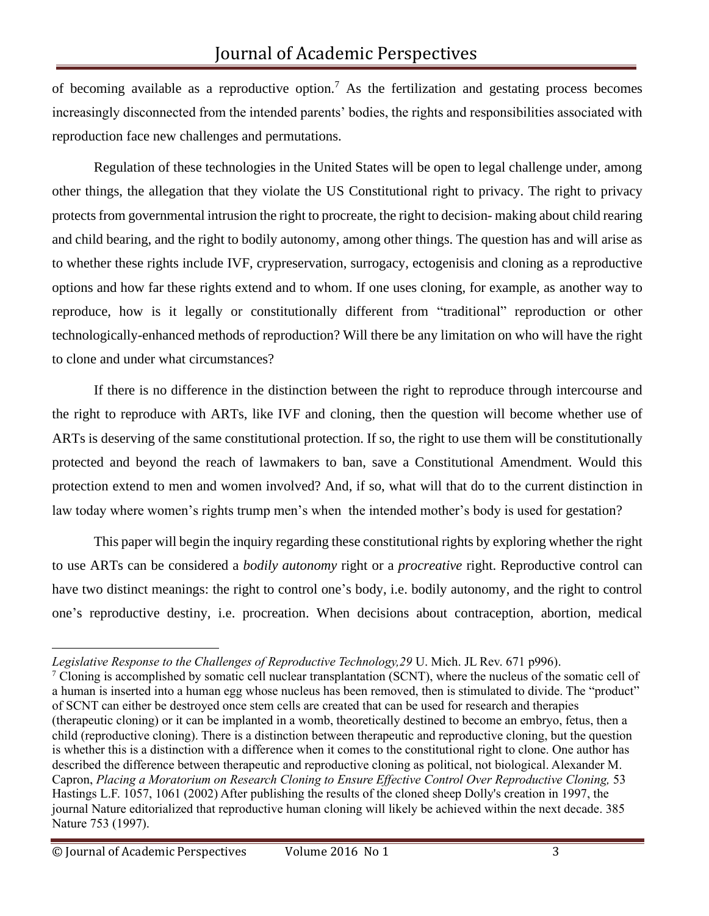of becoming available as a reproductive option.[7] As the fertilization and gestating process becomes increasingly disconnected from the intended parents' bodies, the rights and responsibilities associated with reproduction face new challenges and permutations.

Regulation of these technologies in the United States will be open to legal challenge under, among other things, the allegation that they violate the US Constitutional right to privacy. The right to privacy protects from governmental intrusion the right to procreate, the right to decision- making about child rearing and child bearing, and the right to bodily autonomy, among other things. The question has and will arise as to whether these rights include IVF, crypreservation, surrogacy, ectogenisis and cloning as a reproductive options and how far these rights extend and to whom. If one uses cloning, for example, as another way to reproduce, how is it legally or constitutionally different from "traditional" reproduction or other technologically-enhanced methods of reproduction? Will there be any limitation on who will have the right to clone and under what circumstances?

If there is no difference in the distinction between the right to reproduce through intercourse and the right to reproduce with ARTs, like IVF and cloning, then the question will become whether use of ARTs is deserving of the same constitutional protection. If so, the right to use them will be constitutionally protected and beyond the reach of lawmakers to ban, save a Constitutional Amendment. Would this protection extend to men and women involved? And, if so, what will that do to the current distinction in law today where women's rights trump men's when the intended mother's body is used for gestation?

This paper will begin the inquiry regarding these constitutional rights by exploring whether the right to use ARTs can be considered a *bodily autonomy* right or a *procreative* right. Reproductive control can have two distinct meanings: the right to control one's body, i.e. bodily autonomy, and the right to control one's reproductive destiny, i.e. procreation. When decisions about contraception, abortion, medical

---

*Legislative Response to the Challenges of Reproductive Technology,29* U. Mich. JL Rev. 671 p996).

[7] Cloning is accomplished by somatic cell nuclear transplantation (SCNT), where the nucleus of the somatic cell of a human is inserted into a human egg whose nucleus has been removed, then is stimulated to divide. The "product" of SCNT can either be destroyed once stem cells are created that can be used for research and therapies (therapeutic cloning) or it can be implanted in a womb, theoretically destined to become an embryo, fetus, then a child (reproductive cloning). There is a distinction between therapeutic and reproductive cloning, but the question is whether this is a distinction with a difference when it comes to the constitutional right to clone. One author has described the difference between therapeutic and reproductive cloning as political, not biological. Alexander M. Capron, *Placing a Moratorium on Research Cloning to Ensure Effective Control Over Reproductive Cloning,* 53 Hastings L.F. 1057, 1061 (2002) After publishing the results of the cloned sheep Dolly's creation in 1997, the journal Nature editorialized that reproductive human cloning will likely be achieved within the next decade. 385 Nature 753 (1997).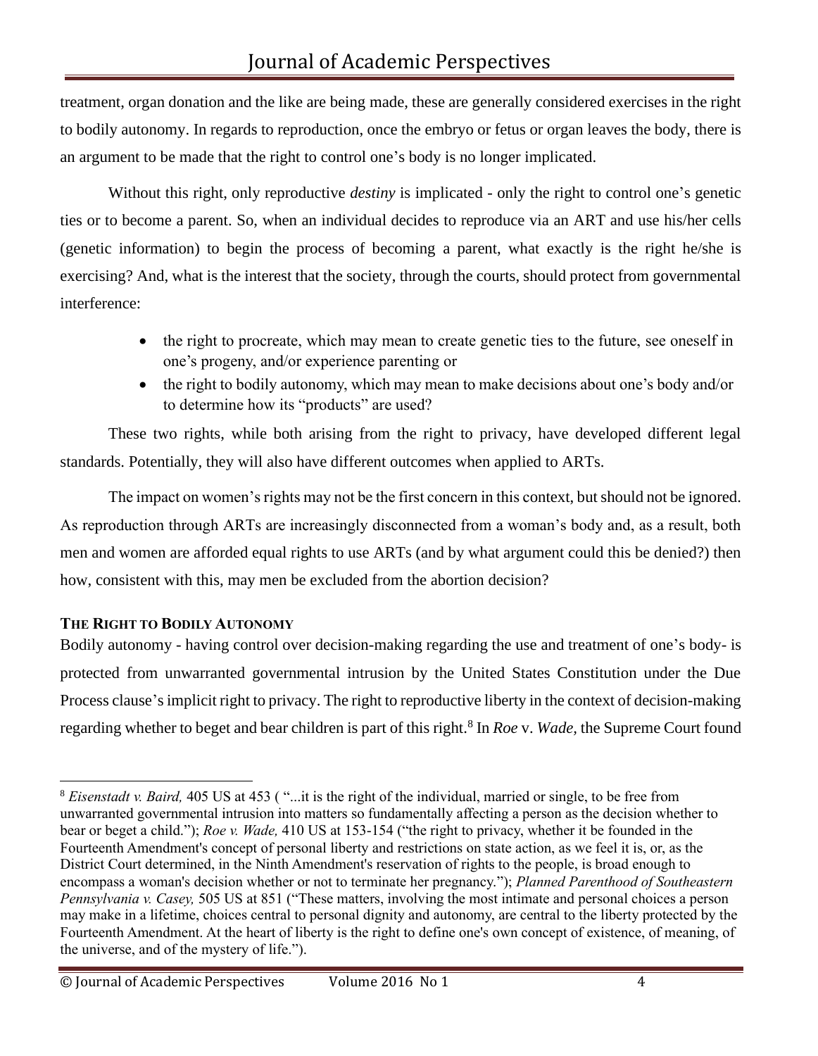treatment, organ donation and the like are being made, these are generally considered exercises in the right to bodily autonomy. In regards to reproduction, once the embryo or fetus or organ leaves the body, there is an argument to be made that the right to control one's body is no longer implicated.

Without this right, only reproductive *destiny* is implicated - only the right to control one's genetic ties or to become a parent. So, when an individual decides to reproduce via an ART and use his/her cells (genetic information) to begin the process of becoming a parent, what exactly is the right he/she is exercising? And, what is the interest that the society, through the courts, should protect from governmental interference:

- the right to procreate, which may mean to create genetic ties to the future, see oneself in one's progeny, and/or experience parenting or
- the right to bodily autonomy, which may mean to make decisions about one's body and/or to determine how its "products" are used?

These two rights, while both arising from the right to privacy, have developed different legal standards. Potentially, they will also have different outcomes when applied to ARTs.

The impact on women's rights may not be the first concern in this context, but should not be ignored. As reproduction through ARTs are increasingly disconnected from a woman's body and, as a result, both men and women are afforded equal rights to use ARTs (and by what argument could this be denied?) then how, consistent with this, may men be excluded from the abortion decision?

**THE RIGHT TO BODILY AUTONOMY**

Bodily autonomy - having control over decision-making regarding the use and treatment of one's body- is protected from unwarranted governmental intrusion by the United States Constitution under the Due Process clause's implicit right to privacy. The right to reproductive liberty in the context of decision-making regarding whether to beget and bear children is part of this right.[8] In *Roe* v. *Wade,* the Supreme Court found

[8] *Eisenstadt v. Baird,* 405 US at 453 ( "...it is the right of the individual, married or single, to be free from unwarranted governmental intrusion into matters so fundamentally affecting a person as the decision whether to bear or beget a child."); *Roe v. Wade,* 410 US at 153-154 ("the right to privacy, whether it be founded in the Fourteenth Amendment's concept of personal liberty and restrictions on state action, as we feel it is, or, as the District Court determined, in the Ninth Amendment's reservation of rights to the people, is broad enough to encompass a woman's decision whether or not to terminate her pregnancy."); *Planned Parenthood of Southeastern Pennsylvania v. Casey,* 505 US at 851 ("These matters, involving the most intimate and personal choices a person may make in a lifetime, choices central to personal dignity and autonomy, are central to the liberty protected by the Fourteenth Amendment. At the heart of liberty is the right to define one's own concept of existence, of meaning, of the universe, and of the mystery of life.").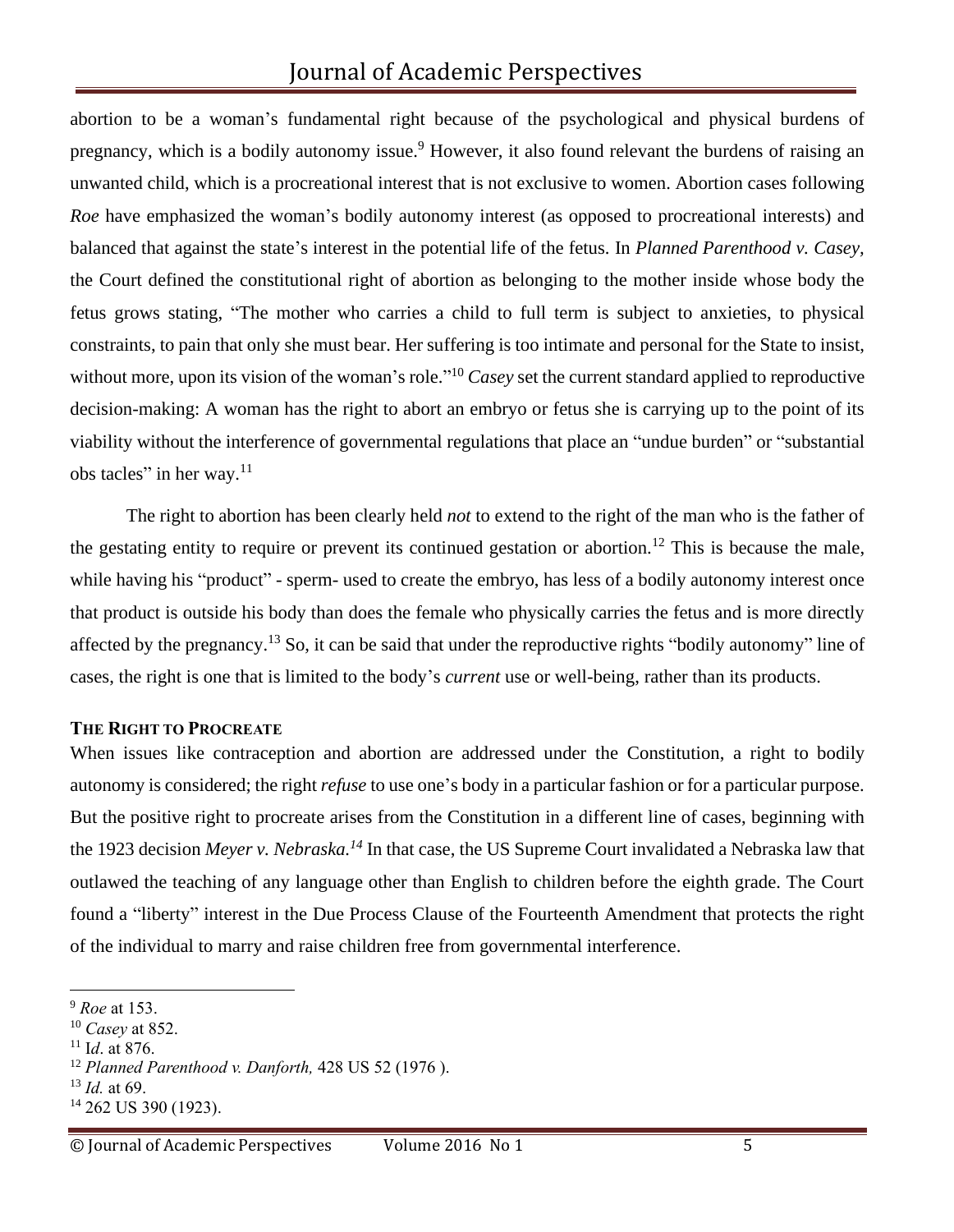abortion to be a woman's fundamental right because of the psychological and physical burdens of pregnancy, which is a bodily autonomy issue.[9] However, it also found relevant the burdens of raising an unwanted child, which is a procreational interest that is not exclusive to women. Abortion cases following *Roe* have emphasized the woman's bodily autonomy interest (as opposed to procreational interests) and balanced that against the state's interest in the potential life of the fetus. In *Planned Parenthood v. Casey*, the Court defined the constitutional right of abortion as belonging to the mother inside whose body the fetus grows stating, "The mother who carries a child to full term is subject to anxieties, to physical constraints, to pain that only she must bear. Her suffering is too intimate and personal for the State to insist, without more, upon its vision of the woman's role."[10] *Casey* set the current standard applied to reproductive decision-making: A woman has the right to abort an embryo or fetus she is carrying up to the point of its viability without the interference of governmental regulations that place an "undue burden" or "substantial obs tacles" in her way.[11]

The right to abortion has been clearly held *not* to extend to the right of the man who is the father of the gestating entity to require or prevent its continued gestation or abortion.[12] This is because the male, while having his "product" - sperm- used to create the embryo, has less of a bodily autonomy interest once that product is outside his body than does the female who physically carries the fetus and is more directly affected by the pregnancy.[13] So, it can be said that under the reproductive rights "bodily autonomy" line of cases, the right is one that is limited to the body's *current* use or well-being, rather than its products.

**THE RIGHT TO PROCREATE**

When issues like contraception and abortion are addressed under the Constitution, a right to bodily autonomy is considered; the right *refuse* to use one's body in a particular fashion or for a particular purpose. But the positive right to procreate arises from the Constitution in a different line of cases, beginning with the 1923 decision *Meyer v. Nebraska.*[14] In that case, the US Supreme Court invalidated a Nebraska law that outlawed the teaching of any language other than English to children before the eighth grade. The Court found a "liberty" interest in the Due Process Clause of the Fourteenth Amendment that protects the right of the individual to marry and raise children free from governmental interference.

---

[9] *Roe* at 153.
[10] *Casey* at 852.
[11] I*d*. at 876.
[12] *Planned Parenthood v. Danforth,* 428 US 52 (1976 ).
[13] *Id.* at 69.
[14] 262 US 390 (1923).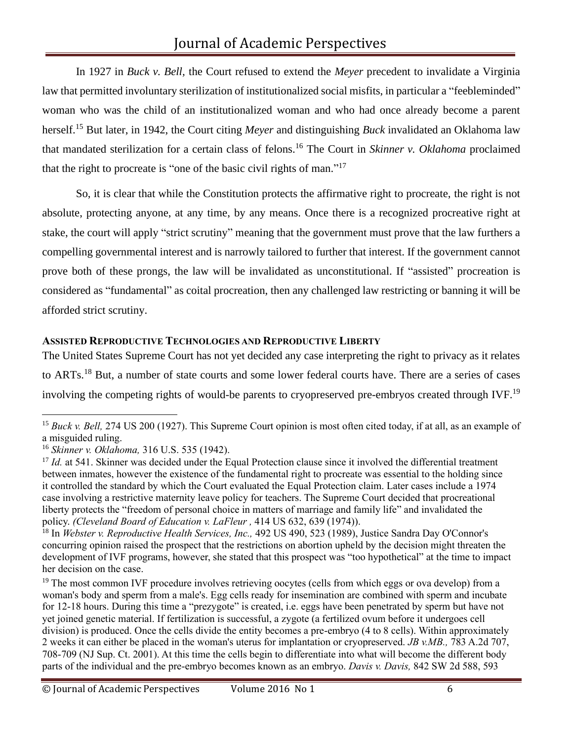In 1927 in *Buck v. Bell,* the Court refused to extend the *Meyer* precedent to invalidate a Virginia law that permitted involuntary sterilization of institutionalized social misfits, in particular a "feebleminded" woman who was the child of an institutionalized woman and who had once already become a parent herself.[15] But later, in 1942, the Court citing *Meyer* and distinguishing *Buck* invalidated an Oklahoma law that mandated sterilization for a certain class of felons.[16] The Court in *Skinner v. Oklahoma* proclaimed that the right to procreate is "one of the basic civil rights of man."[17]

So, it is clear that while the Constitution protects the affirmative right to procreate, the right is not absolute, protecting anyone, at any time, by any means. Once there is a recognized procreative right at stake, the court will apply "strict scrutiny" meaning that the government must prove that the law furthers a compelling governmental interest and is narrowly tailored to further that interest. If the government cannot prove both of these prongs, the law will be invalidated as unconstitutional. If "assisted" procreation is considered as "fundamental" as coital procreation, then any challenged law restricting or banning it will be afforded strict scrutiny.

**ASSISTED REPRODUCTIVE TECHNOLOGIES AND REPRODUCTIVE LIBERTY**

The United States Supreme Court has not yet decided any case interpreting the right to privacy as it relates to ARTs.[18] But, a number of state courts and some lower federal courts have. There are a series of cases involving the competing rights of would-be parents to cryopreserved pre-embryos created through IVF.[19]

---

[15] *Buck v. Bell,* 274 US 200 (1927). This Supreme Court opinion is most often cited today, if at all, as an example of a misguided ruling.

[16] *Skinner v. Oklahoma,* 316 U.S. 535 (1942).

[17] *Id.* at 541. Skinner was decided under the Equal Protection clause since it involved the differential treatment between inmates, however the existence of the fundamental right to procreate was essential to the holding since it controlled the standard by which the Court evaluated the Equal Protection claim. Later cases include a 1974 case involving a restrictive maternity leave policy for teachers. The Supreme Court decided that procreational liberty protects the "freedom of personal choice in matters of marriage and family life" and invalidated the policy. *(Cleveland Board of Education v. LaFleur ,* 414 US 632, 639 (1974)).

[18] In *Webster v. Reproductive Health Services, Inc.,* 492 US 490, 523 (1989), Justice Sandra Day O'Connor's concurring opinion raised the prospect that the restrictions on abortion upheld by the decision might threaten the development of IVF programs, however, she stated that this prospect was "too hypothetical" at the time to impact her decision on the case.

[19] The most common IVF procedure involves retrieving oocytes (cells from which eggs or ova develop) from a woman's body and sperm from a male's. Egg cells ready for insemination are combined with sperm and incubate for 12-18 hours. During this time a "prezygote" is created, i.e. eggs have been penetrated by sperm but have not yet joined genetic material. If fertilization is successful, a zygote (a fertilized ovum before it undergoes cell division) is produced. Once the cells divide the entity becomes a pre-embryo (4 to 8 cells). Within approximately 2 weeks it can either be placed in the woman's uterus for implantation or cryopreserved. *JB v.MB.,* 783 A.2d 707, 708-709 (NJ Sup. Ct. 2001). At this time the cells begin to differentiate into what will become the different body parts of the individual and the pre-embryo becomes known as an embryo. *Davis v. Davis,* 842 SW 2d 588, 593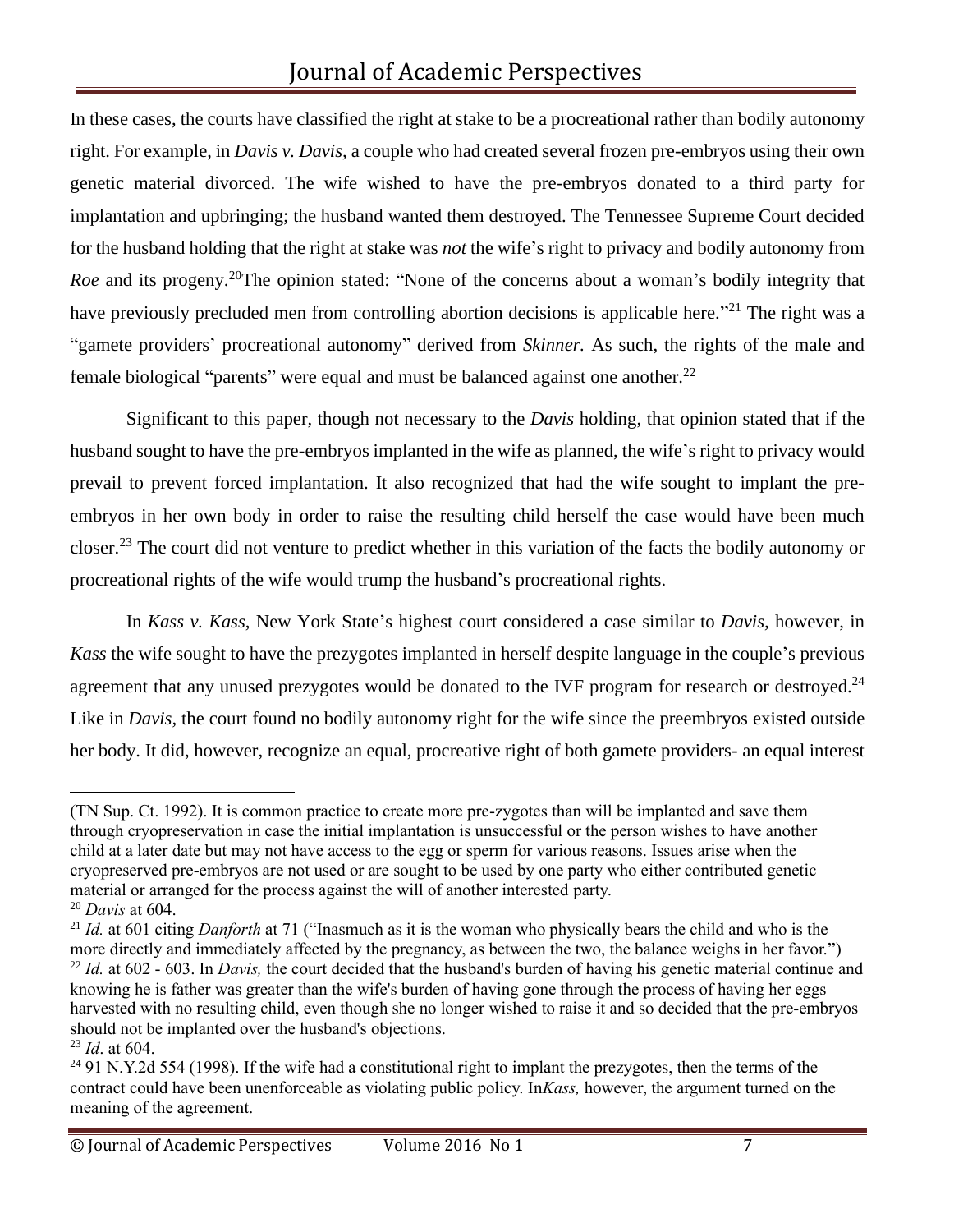In these cases, the courts have classified the right at stake to be a procreational rather than bodily autonomy right. For example, in *Davis v. Davis,* a couple who had created several frozen pre-embryos using their own genetic material divorced. The wife wished to have the pre-embryos donated to a third party for implantation and upbringing; the husband wanted them destroyed. The Tennessee Supreme Court decided for the husband holding that the right at stake was *not* the wife's right to privacy and bodily autonomy from *Roe* and its progeny.[20]The opinion stated: "None of the concerns about a woman's bodily integrity that have previously precluded men from controlling abortion decisions is applicable here."[21] The right was a "gamete providers' procreational autonomy" derived from *Skinner.* As such, the rights of the male and female biological "parents" were equal and must be balanced against one another.[22]

Significant to this paper, though not necessary to the *Davis* holding, that opinion stated that if the husband sought to have the pre-embryos implanted in the wife as planned, the wife's right to privacy would prevail to prevent forced implantation. It also recognized that had the wife sought to implant the pre-embryos in her own body in order to raise the resulting child herself the case would have been much closer.[23] The court did not venture to predict whether in this variation of the facts the bodily autonomy or procreational rights of the wife would trump the husband's procreational rights.

In *Kass v. Kass*, New York State's highest court considered a case similar to *Davis,* however, in *Kass* the wife sought to have the prezygotes implanted in herself despite language in the couple's previous agreement that any unused prezygotes would be donated to the IVF program for research or destroyed.[24] Like in *Davis,* the court found no bodily autonomy right for the wife since the preembryos existed outside her body. It did, however, recognize an equal, procreative right of both gamete providers- an equal interest

---

(TN Sup. Ct. 1992). It is common practice to create more pre-zygotes than will be implanted and save them through cryopreservation in case the initial implantation is unsuccessful or the person wishes to have another child at a later date but may not have access to the egg or sperm for various reasons. Issues arise when the cryopreserved pre-embryos are not used or are sought to be used by one party who either contributed genetic material or arranged for the process against the will of another interested party.

[20] *Davis* at 604.

[21] *Id.* at 601 citing *Danforth* at 71 ("Inasmuch as it is the woman who physically bears the child and who is the more directly and immediately affected by the pregnancy, as between the two, the balance weighs in her favor.")

[22] *Id.* at 602 - 603. In *Davis,* the court decided that the husband's burden of having his genetic material continue and knowing he is father was greater than the wife's burden of having gone through the process of having her eggs harvested with no resulting child, even though she no longer wished to raise it and so decided that the pre-embryos should not be implanted over the husband's objections.

[23] *Id*. at 604.

[24] 91 N.Y.2d 554 (1998). If the wife had a constitutional right to implant the prezygotes, then the terms of the contract could have been unenforceable as violating public policy. In*Kass,* however, the argument turned on the meaning of the agreement.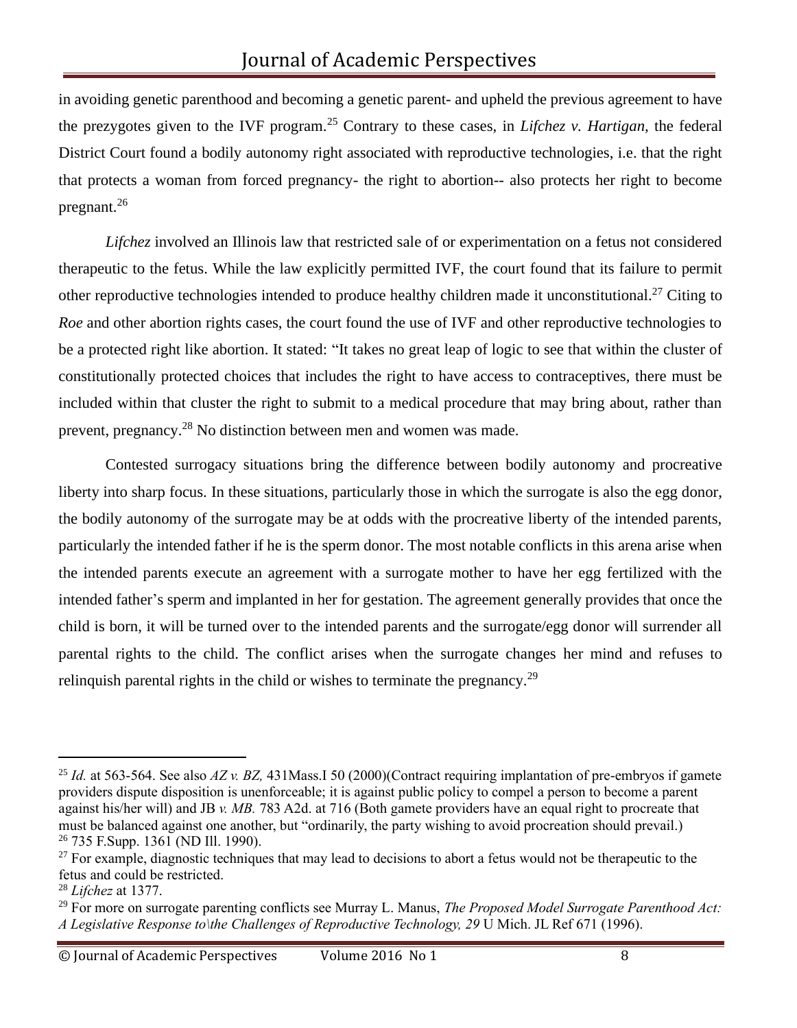in avoiding genetic parenthood and becoming a genetic parent- and upheld the previous agreement to have the prezygotes given to the IVF program.[25] Contrary to these cases, in *Lifchez v. Hartigan,* the federal District Court found a bodily autonomy right associated with reproductive technologies, i.e. that the right that protects a woman from forced pregnancy- the right to abortion-- also protects her right to become pregnant.[26]

*Lifchez* involved an Illinois law that restricted sale of or experimentation on a fetus not considered therapeutic to the fetus. While the law explicitly permitted IVF, the court found that its failure to permit other reproductive technologies intended to produce healthy children made it unconstitutional.[27] Citing to *Roe* and other abortion rights cases, the court found the use of IVF and other reproductive technologies to be a protected right like abortion. It stated: "It takes no great leap of logic to see that within the cluster of constitutionally protected choices that includes the right to have access to contraceptives, there must be included within that cluster the right to submit to a medical procedure that may bring about, rather than prevent, pregnancy.[28] No distinction between men and women was made.

Contested surrogacy situations bring the difference between bodily autonomy and procreative liberty into sharp focus. In these situations, particularly those in which the surrogate is also the egg donor, the bodily autonomy of the surrogate may be at odds with the procreative liberty of the intended parents, particularly the intended father if he is the sperm donor. The most notable conflicts in this arena arise when the intended parents execute an agreement with a surrogate mother to have her egg fertilized with the intended father's sperm and implanted in her for gestation. The agreement generally provides that once the child is born, it will be turned over to the intended parents and the surrogate/egg donor will surrender all parental rights to the child. The conflict arises when the surrogate changes her mind and refuses to relinquish parental rights in the child or wishes to terminate the pregnancy.[29]

---

[25] *Id.* at 563-564. See also *AZ v. BZ,* 431Mass.I 50 (2000)(Contract requiring implantation of pre-embryos if gamete providers dispute disposition is unenforceable; it is against public policy to compel a person to become a parent against his/her will) and JB *v. MB.* 783 A2d. at 716 (Both gamete providers have an equal right to procreate that must be balanced against one another, but "ordinarily, the party wishing to avoid procreation should prevail.)

[26] 735 F.Supp. 1361 (ND Ill. 1990).

[27] For example, diagnostic techniques that may lead to decisions to abort a fetus would not be therapeutic to the fetus and could be restricted.

[28] *Lifchez* at 1377.

[29] For more on surrogate parenting conflicts see Murray L. Manus, *The Proposed Model Surrogate Parenthood Act: A Legislative Response to\the Challenges of Reproductive Technology, 29* U Mich. JL Ref 671 (1996).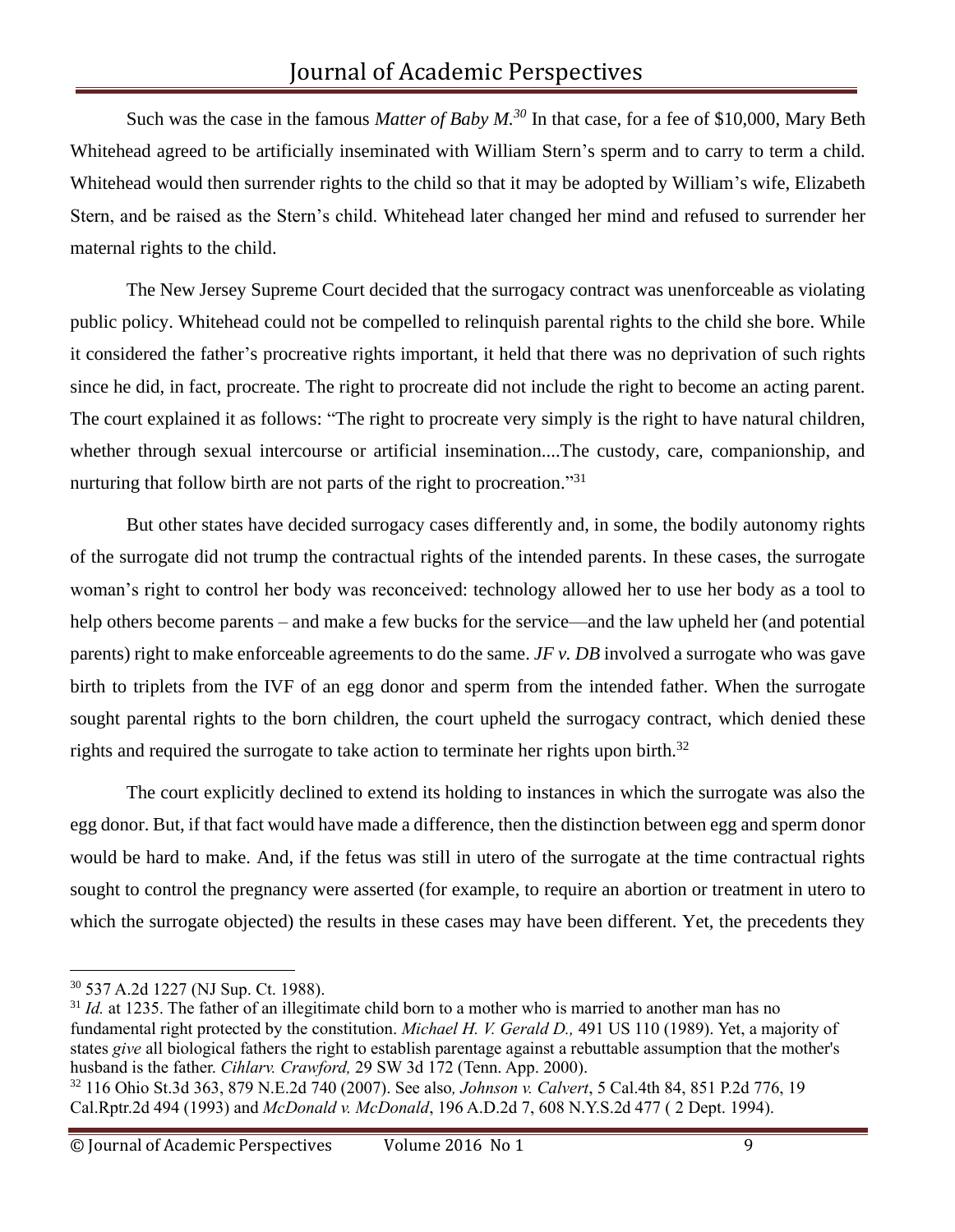Such was the case in the famous *Matter of Baby M.*[30] In that case, for a fee of $10,000, Mary Beth Whitehead agreed to be artificially inseminated with William Stern's sperm and to carry to term a child. Whitehead would then surrender rights to the child so that it may be adopted by William's wife, Elizabeth Stern, and be raised as the Stern's child. Whitehead later changed her mind and refused to surrender her maternal rights to the child.

The New Jersey Supreme Court decided that the surrogacy contract was unenforceable as violating public policy. Whitehead could not be compelled to relinquish parental rights to the child she bore. While it considered the father's procreative rights important, it held that there was no deprivation of such rights since he did, in fact, procreate. The right to procreate did not include the right to become an acting parent. The court explained it as follows: "The right to procreate very simply is the right to have natural children, whether through sexual intercourse or artificial insemination....The custody, care, companionship, and nurturing that follow birth are not parts of the right to procreation."[31]

But other states have decided surrogacy cases differently and, in some, the bodily autonomy rights of the surrogate did not trump the contractual rights of the intended parents. In these cases, the surrogate woman's right to control her body was reconceived: technology allowed her to use her body as a tool to help others become parents – and make a few bucks for the service—and the law upheld her (and potential parents) right to make enforceable agreements to do the same. *JF v. DB* involved a surrogate who was gave birth to triplets from the IVF of an egg donor and sperm from the intended father. When the surrogate sought parental rights to the born children, the court upheld the surrogacy contract, which denied these rights and required the surrogate to take action to terminate her rights upon birth.[32]

The court explicitly declined to extend its holding to instances in which the surrogate was also the egg donor. But, if that fact would have made a difference, then the distinction between egg and sperm donor would be hard to make. And, if the fetus was still in utero of the surrogate at the time contractual rights sought to control the pregnancy were asserted (for example, to require an abortion or treatment in utero to which the surrogate objected) the results in these cases may have been different. Yet, the precedents they

---

[30] 537 A.2d 1227 (NJ Sup. Ct. 1988).

[31] *Id.* at 1235. The father of an illegitimate child born to a mother who is married to another man has no fundamental right protected by the constitution. *Michael H. V. Gerald D.,* 491 US 110 (1989). Yet, a majority of states *give* all biological fathers the right to establish parentage against a rebuttable assumption that the mother's husband is the father. *Cihlarv. Crawford,* 29 SW 3d 172 (Tenn. App. 2000).

[32] 116 Ohio St.3d 363, 879 N.E.2d 740 (2007). See also*, Johnson v. Calvert*, 5 Cal.4th 84, 851 P.2d 776, 19 Cal.Rptr.2d 494 (1993) and *McDonald v. McDonald*, 196 A.D.2d 7, 608 N.Y.S.2d 477 ( 2 Dept. 1994).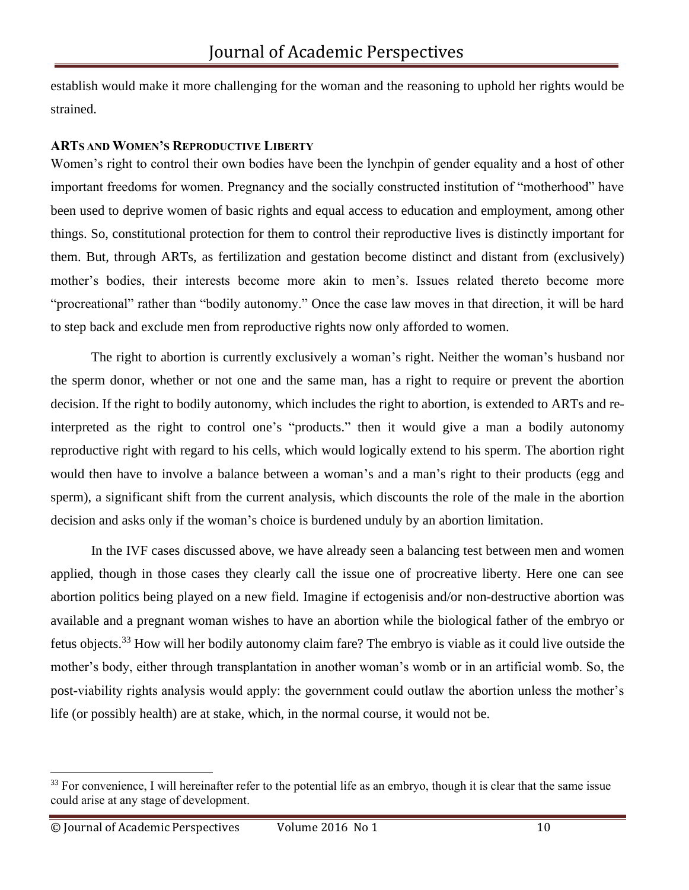establish would make it more challenging for the woman and the reasoning to uphold her rights would be strained.

### ARTs and Women's Reproductive Liberty

Women's right to control their own bodies have been the lynchpin of gender equality and a host of other important freedoms for women. Pregnancy and the socially constructed institution of "motherhood" have been used to deprive women of basic rights and equal access to education and employment, among other things. So, constitutional protection for them to control their reproductive lives is distinctly important for them. But, through ARTs, as fertilization and gestation become distinct and distant from (exclusively) mother's bodies, their interests become more akin to men's. Issues related thereto become more "procreational" rather than "bodily autonomy." Once the case law moves in that direction, it will be hard to step back and exclude men from reproductive rights now only afforded to women.

The right to abortion is currently exclusively a woman's right. Neither the woman's husband nor the sperm donor, whether or not one and the same man, has a right to require or prevent the abortion decision. If the right to bodily autonomy, which includes the right to abortion, is extended to ARTs and re-interpreted as the right to control one's "products." then it would give a man a bodily autonomy reproductive right with regard to his cells, which would logically extend to his sperm. The abortion right would then have to involve a balance between a woman's and a man's right to their products (egg and sperm), a significant shift from the current analysis, which discounts the role of the male in the abortion decision and asks only if the woman's choice is burdened unduly by an abortion limitation.

In the IVF cases discussed above, we have already seen a balancing test between men and women applied, though in those cases they clearly call the issue one of procreative liberty. Here one can see abortion politics being played on a new field. Imagine if ectogenisis and/or non-destructive abortion was available and a pregnant woman wishes to have an abortion while the biological father of the embryo or fetus objects.[33] How will her bodily autonomy claim fare? The embryo is viable as it could live outside the mother's body, either through transplantation in another woman's womb or in an artificial womb. So, the post-viability rights analysis would apply: the government could outlaw the abortion unless the mother's life (or possibly health) are at stake, which, in the normal course, it would not be.

---

[33] For convenience, I will hereinafter refer to the potential life as an embryo, though it is clear that the same issue could arise at any stage of development.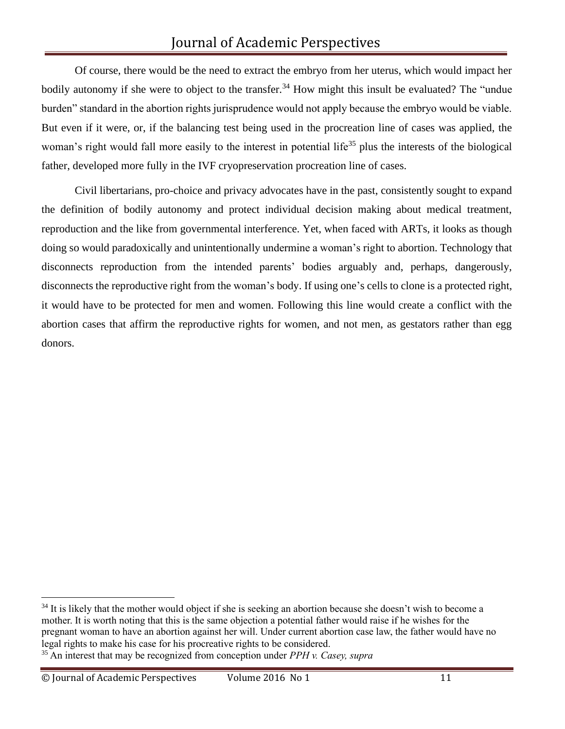Of course, there would be the need to extract the embryo from her uterus, which would impact her bodily autonomy if she were to object to the transfer.[34] How might this insult be evaluated? The "undue burden" standard in the abortion rights jurisprudence would not apply because the embryo would be viable. But even if it were, or, if the balancing test being used in the procreation line of cases was applied, the woman's right would fall more easily to the interest in potential life[35] plus the interests of the biological father, developed more fully in the IVF cryopreservation procreation line of cases.

Civil libertarians, pro-choice and privacy advocates have in the past, consistently sought to expand the definition of bodily autonomy and protect individual decision making about medical treatment, reproduction and the like from governmental interference. Yet, when faced with ARTs, it looks as though doing so would paradoxically and unintentionally undermine a woman's right to abortion. Technology that disconnects reproduction from the intended parents' bodies arguably and, perhaps, dangerously, disconnects the reproductive right from the woman's body. If using one's cells to clone is a protected right, it would have to be protected for men and women. Following this line would create a conflict with the abortion cases that affirm the reproductive rights for women, and not men, as gestators rather than egg donors.

---

[34] It is likely that the mother would object if she is seeking an abortion because she doesn't wish to become a mother. It is worth noting that this is the same objection a potential father would raise if he wishes for the pregnant woman to have an abortion against her will. Under current abortion case law, the father would have no legal rights to make his case for his procreative rights to be considered.

[35] An interest that may be recognized from conception under *PPH v. Casey, supra*